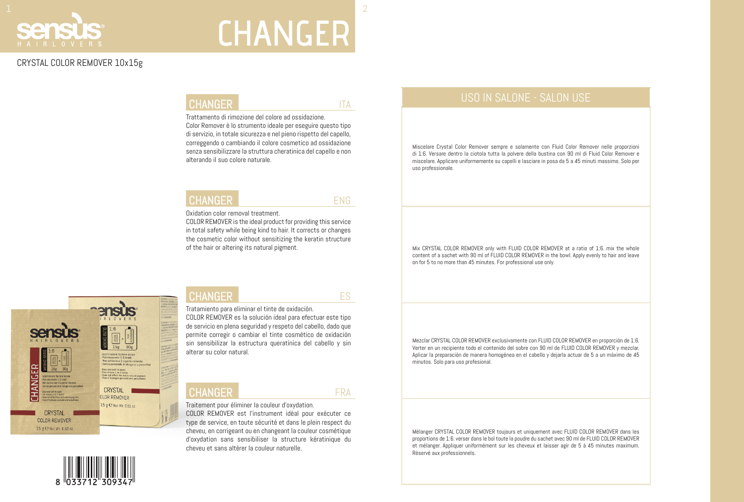# CHANGER

CRYSTAL COLOR REMOVER 10x15g

## CHANGER — ITA

Trattamento di rimozione del colore ad ossidazione.
Color Remover è lo strumento ideale per eseguire questo tipo di servizio, in totale sicurezza e nel pieno rispetto del capello, correggendo o cambiando il colore cosmetico ad ossidazione senza sensibilizzare la struttura cheratinica del capello e non alterando il suo colore naturale.

## CHANGER — ENG

Oxidation color removal treatment.
COLOR REMOVER is the ideal product for providing this service in total safety while being kind to hair. It corrects or changes the cosmetic color without sensitizing the keratin structure of the hair or altering its natural pigment.

## CHANGER — ES

Tratamiento para eliminar el tinte de oxidación.
COLOR REMOVER es la solución ideal para efectuar este tipo de servicio en plena seguridad y respeto del cabello, dado que permite corregir o cambiar el tinte cosmético de oxidación sin sensibilizar la estructura queratínica del cabello y sin alterar su color natural.

## CHANGER — FRA

Traitement pour éliminer la couleur d'oxydation.
COLOR REMOVER est l'instrument idéal pour exécuter ce type de service, en toute sécurité et dans le plein respect du cheveu, en corrigeant ou en changeant la couleur cosmétique d'oxydation sans sensibiliser la structure kératinique du cheveu et sans altérer la couleur naturelle.

8 033712 309347

## USO IN SALONE - SALON USE

Miscelare Crystal Color Remover sempre e solamente con Fluid Color Remover nelle proporzioni di 1:6. Versare dentro la ciotola tutta la polvere della bustina con 90 ml di Fluid Color Remover e miscelare. Applicare uniformemente su capelli e lasciare in posa da 5 a 45 minuti massimo. Solo per uso professionale.

Mix CRYSTAL COLOR REMOVER only with FLUID COLOR REMOVER at a ratio of 1:6. mix the whole content of a sachet with 90 ml of FLUID COLOR REMOVER in the bowl. Apply evenly to hair and leave on for 5 to no more than 45 minutes. For professional use only.

Mezclar CRYSTAL COLOR REMOVER exclusivamente con FLUID COLOR REMOVER en proporción de 1:6. Verter en un recipiente todo el contenido del sobre con 90 ml de FLUID COLOR REMOVER y mezclar. Aplicar la preparación de manera homogénea en el cabello y dejarla actuar de 5 a un máximo de 45 minutos. Solo para uso profesional.

Mélanger CRYSTAL COLOR REMOVER toujours et uniquement avec FLUID COLOR REMOVER dans les proportions de 1:6. verser dans le bol toute la poudre du sachet avec 90 ml de FLUID COLOR REMOVER et mélanger. Appliquer uniformément sur les cheveux et laisser agir de 5 à 45 minutes maximum. Réservé aux professionnels.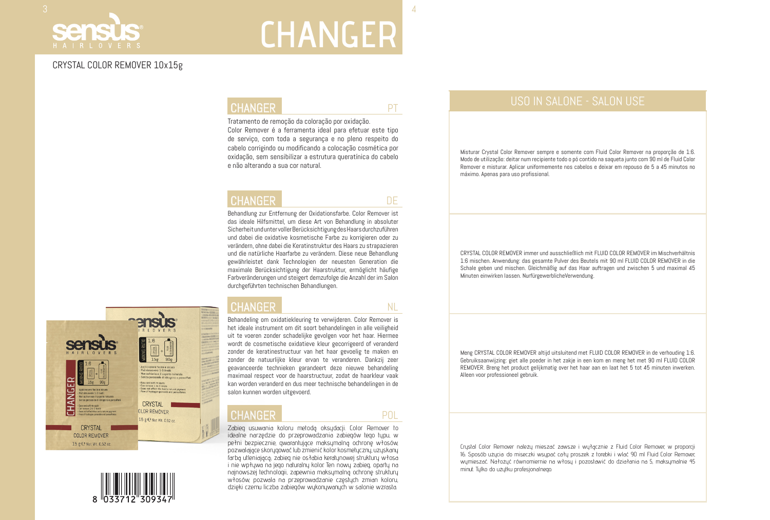# CHANGER

CRYSTAL COLOR REMOVER 10x15g

## CHANGER PT

Tratamento de remoção da coloração por oxidação.
Color Remover é a ferramenta ideal para efetuar este tipo de serviço, com toda a segurança e no pleno respeito do cabelo corrigindo ou modificando a colocação cosmética por oxidação, sem sensibilizar a estrutura queratínica do cabelo e não alterando a sua cor natural.

## CHANGER DE

Behandlung zur Entfernung der Oxidationsfarbe. Color Remover ist das ideale Hilfsmittel, um diese Art von Behandlung in absoluter Sicherheit und unter voller Berücksichtigung des Haars durchzuführen und dabei die oxidative kosmetische Farbe zu korrigieren oder zu verändern, ohne dabei die Keratinstruktur des Haars zu strapazieren und die natürliche Haarfarbe zu verändern. Diese neue Behandlung gewährleistet dank Technologien der neuesten Generation die maximale Berücksichtigung der Haarstruktur, ermöglicht häufige Farbveränderungen und steigert demzufolge die Anzahl der im Salon durchgeführten technischen Behandlungen.

## CHANGER NL

Behandeling om oxidatiekleuring te verwijderen. Color Remover is het ideale instrument om dit soort behandelingen in alle veiligheid uit te voeren zonder schadelijke gevolgen voor het haar. Hiermee wordt de cosmetische oxidatieve kleur gecorrigeerd of veranderd zonder de keratinestructuur van het haar gevoelig te maken en zonder de natuurlijke kleur ervan te veranderen. Dankzij zeer geavanceerde technieken garandeert deze nieuwe behandeling maximaal respect voor de haarstructuur, zodat de haarkleur vaak kan worden veranderd en dus meer technische behandelingen in de salon kunnen worden uitgevoerd.

## CHANGER POL

Zabieg usuwania koloru metodą oksydacji. Color Remover to idealne narzędzie do przeprowadzania zabiegów tego typu, w pełni bezpiecznie, gwarantujące maksymalną ochronę włosów, pozwalające skorygować lub zmienić kolor kosmetyczny, uzyskany farbą utleniającą; zabieg nie osłabia keratynowej struktury włosa i nie wpływa na jego naturalny kolor. Ten nowy zabieg, oparty na najnowszej technologii, zapewnia maksymalną ochronę struktury włosów, pozwala na przeprowadzanie częstych zmian koloru, dzięki czemu liczba zabiegów wykonywanych w salonie wzrasta.

8 033712 309347

## USO IN SALONE - SALON USE

Misturar Crystal Color Remover sempre e somente com Fluid Color Remover na proporção de 1:6. Modo de utilização: deitar num recipiente todo o pó contido na saqueta junto com 90 ml de Fluid Color Remover e misturar. Aplicar uniformemente nos cabelos e deixar em repouso de 5 a 45 minutos no máximo. Apenas para uso profissional.

CRYSTAL COLOR REMOVER immer und ausschließlich mit FLUID COLOR REMOVER im Mischverhältnis 1:6 mischen. Anwendung: das gesamte Pulver des Beutels mit 90 ml FLUID COLOR REMOVER in die Schale geben und mischen. Gleichmäßig auf das Haar auftragen und zwischen 5 und maximal 45 Minuten einwirken lassen. NurfürgewerblicheVerwendung.

Meng CRYSTAL COLOR REMOVER altijd uitsluitend met FLUID COLOR REMOVER in de verhouding 1:6. Gebruiksaanwijzing: giet alle poeder in het zakje in een kom en meng het met 90 ml FLUID COLOR REMOVER. Breng het product gelijkmatig over het haar aan en laat het 5 tot 45 minuten inwerken. Alleen voor professioneel gebruik.

Crystal Color Remover należy mieszać zawsze i wyłącznie z Fluid Color Remover, w proporcji 1:6. Sposób użycia: do miseczki wsypać cały proszek z torebki i wlać 90 ml Fluid Color Remover, wymieszać. Nałożyć równomiernie na włosy i pozostawić do działania na 5, maksymalnie 45 minut. Tylko do użytku profesjonalnego.